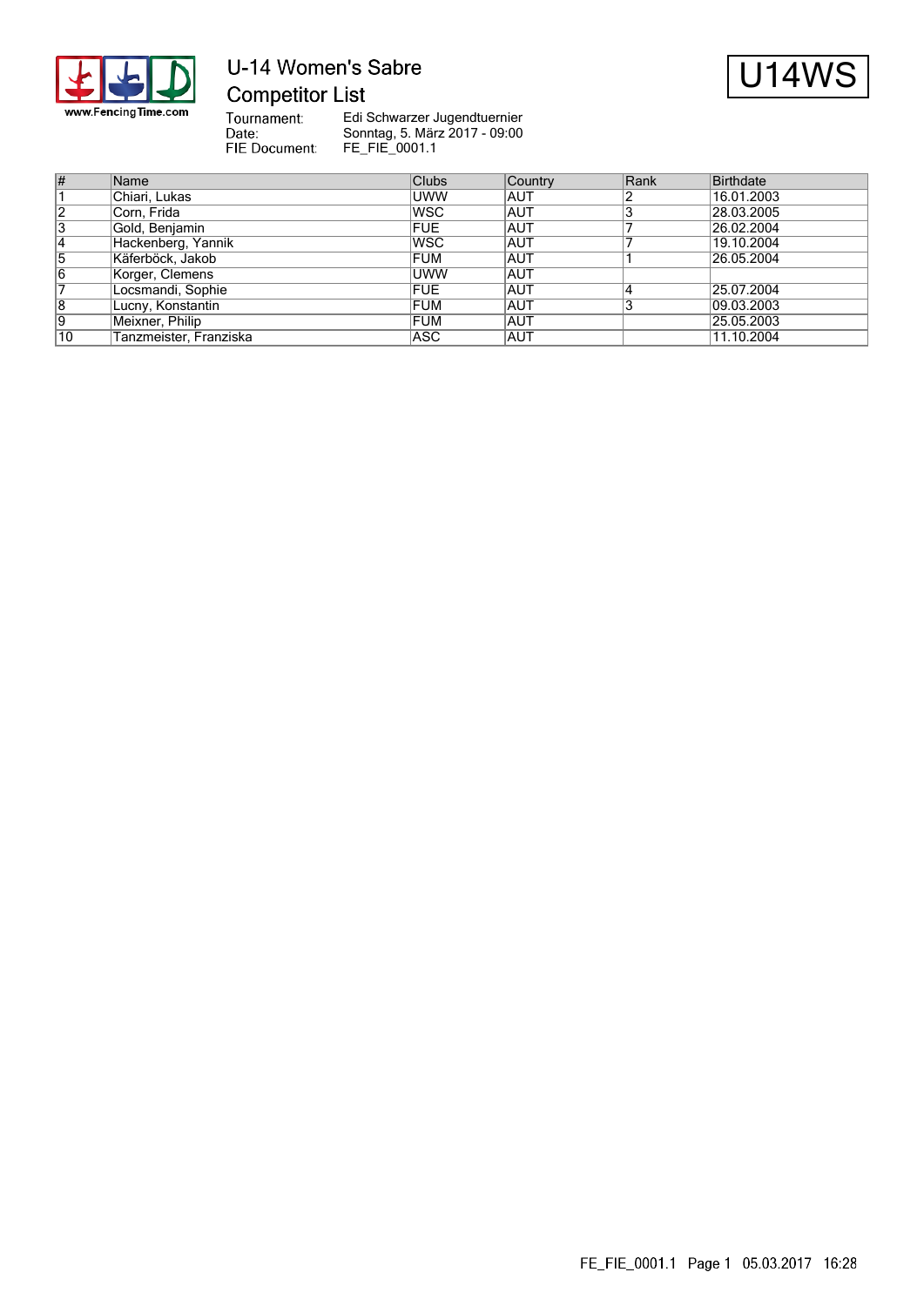# U-14 Women's Sabre

## Competitor List

U14WS

Tournament: Edi Schwarzer Jugendtuernier
Date: Sonntag, 5. März 2017 - 09:00
FIE Document: FE_FIE_0001.1

| # | Name | Clubs | Country | Rank | Birthdate |
|---|---|---|---|---|---|
| 1 | Chiari, Lukas | UWW | AUT | 2 | 16.01.2003 |
| 2 | Corn, Frida | WSC | AUT | 3 | 28.03.2005 |
| 3 | Gold, Benjamin | FUE | AUT | 7 | 26.02.2004 |
| 4 | Hackenberg, Yannik | WSC | AUT | 7 | 19.10.2004 |
| 5 | Käferböck, Jakob | FUM | AUT | 1 | 26.05.2004 |
| 6 | Korger, Clemens | UWW | AUT | | |
| 7 | Locsmandi, Sophie | FUE | AUT | 4 | 25.07.2004 |
| 8 | Lucny, Konstantin | FUM | AUT | 3 | 09.03.2003 |
| 9 | Meixner, Philip | FUM | AUT | | 25.05.2003 |
| 10 | Tanzmeister, Franziska | ASC | AUT | | 11.10.2004 |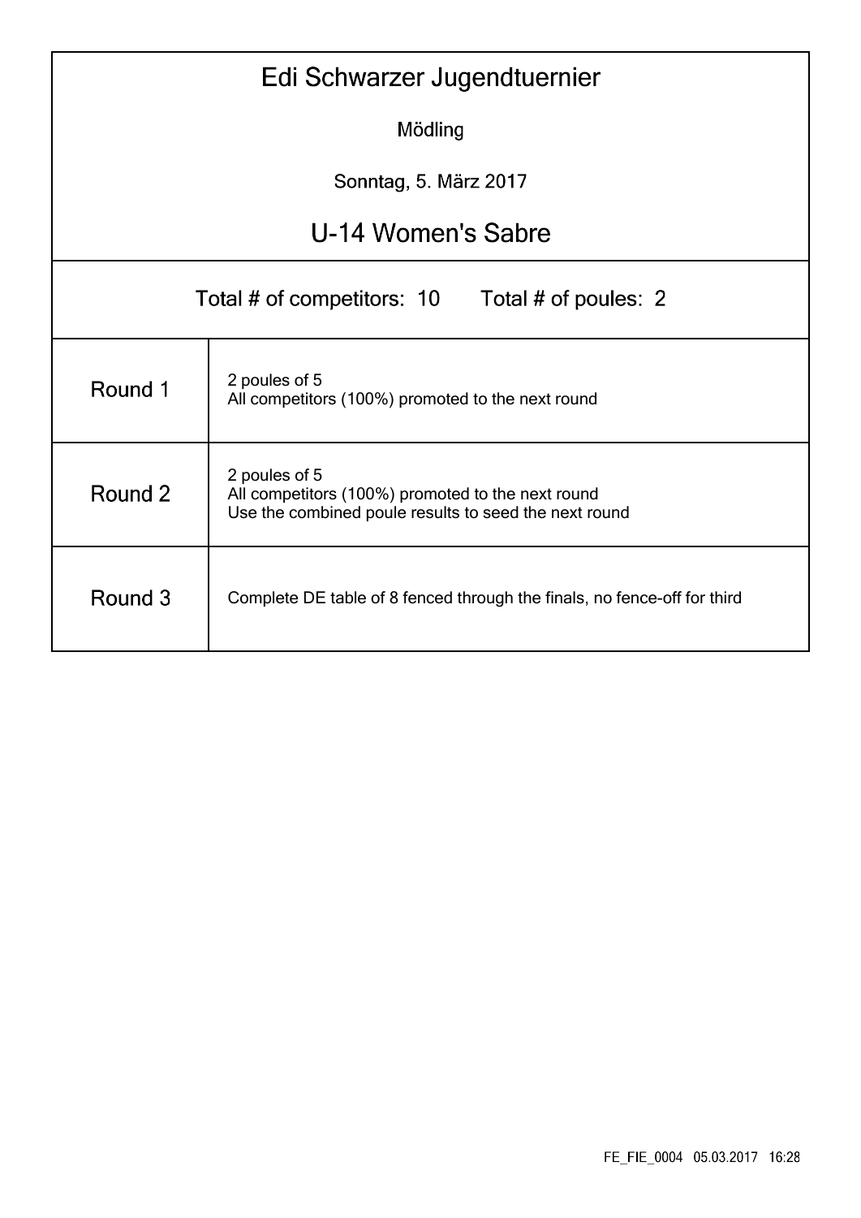# Edi Schwarzer Jugendtuernier

Mödling

Sonntag, 5. März 2017

## U-14 Women's Sabre

Total # of competitors: 10 Total # of poules: 2

| | |
|---|---|
| Round 1 | 2 poules of 5<br>All competitors (100%) promoted to the next round |
| Round 2 | 2 poules of 5<br>All competitors (100%) promoted to the next round<br>Use the combined poule results to seed the next round |
| Round 3 | Complete DE table of 8 fenced through the finals, no fence-off for third |

FE_FIE_0004 05.03.2017 16:28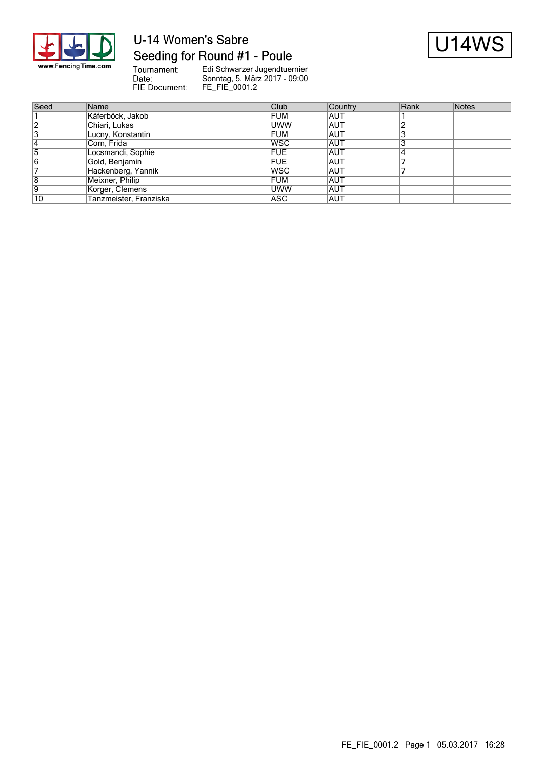# U-14 Women's Sabre

## Seeding for Round #1 - Poule

**U14WS**

Tournament: Edi Schwarzer Jugendtuernier
Date: Sonntag, 5. März 2017 - 09:00
FIE Document: FE_FIE_0001.2

| Seed | Name | Club | Country | Rank | Notes |
|---|---|---|---|---|---|
| 1 | Käferböck, Jakob | FUM | AUT | 1 | |
| 2 | Chiari, Lukas | UWW | AUT | 2 | |
| 3 | Lucny, Konstantin | FUM | AUT | 3 | |
| 4 | Corn, Frida | WSC | AUT | 3 | |
| 5 | Locsmandi, Sophie | FUE | AUT | 4 | |
| 6 | Gold, Benjamin | FUE | AUT | 7 | |
| 7 | Hackenberg, Yannik | WSC | AUT | 7 | |
| 8 | Meixner, Philip | FUM | AUT | | |
| 9 | Korger, Clemens | UWW | AUT | | |
| 10 | Tanzmeister, Franziska | ASC | AUT | | |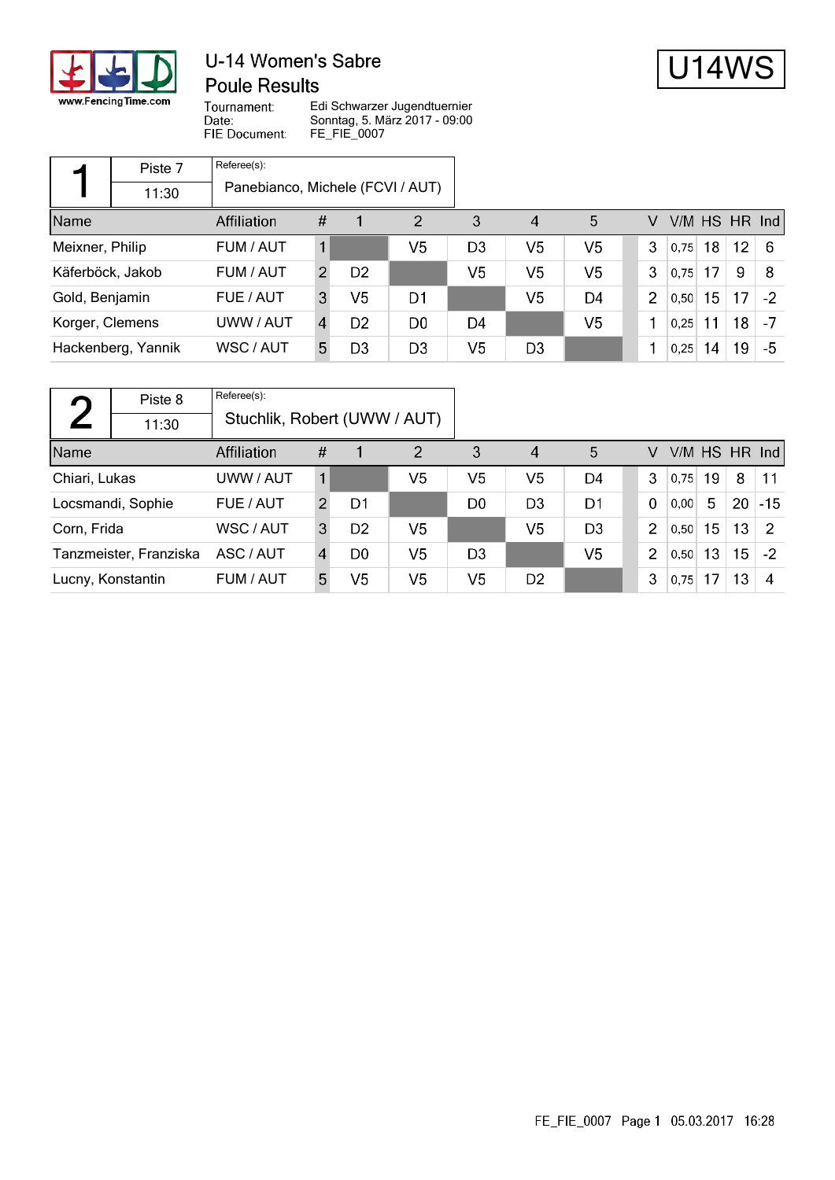# U-14 Women's Sabre

## Poule Results

**U14WS**

Tournament: Edi Schwarzer Jugendtuernier
Date: Sonntag, 5. März 2017 - 09:00
FIE Document: FE_FIE_0007

### 1 — Piste 7 — 11:30

Referee(s): Panebianco, Michele (FCVI / AUT)

| Name | Affiliation | # | 1 | 2 | 3 | 4 | 5 | V | V/M | HS | HR | Ind |
|---|---|---|---|---|---|---|---|---|---|---|---|---|
| Meixner, Philip | FUM / AUT | 1 | | V5 | D3 | V5 | V5 | 3 | 0,75 | 18 | 12 | 6 |
| Käferböck, Jakob | FUM / AUT | 2 | D2 | | V5 | V5 | V5 | 3 | 0,75 | 17 | 9 | 8 |
| Gold, Benjamin | FUE / AUT | 3 | V5 | D1 | | V5 | D4 | 2 | 0,50 | 15 | 17 | -2 |
| Korger, Clemens | UWW / AUT | 4 | D2 | D0 | D4 | | V5 | 1 | 0,25 | 11 | 18 | -7 |
| Hackenberg, Yannik | WSC / AUT | 5 | D3 | D3 | V5 | D3 | | 1 | 0,25 | 14 | 19 | -5 |

### 2 — Piste 8 — 11:30

Referee(s): Stuchlik, Robert (UWW / AUT)

| Name | Affiliation | # | 1 | 2 | 3 | 4 | 5 | V | V/M | HS | HR | Ind |
|---|---|---|---|---|---|---|---|---|---|---|---|---|
| Chiari, Lukas | UWW / AUT | 1 | | V5 | V5 | V5 | D4 | 3 | 0,75 | 19 | 8 | 11 |
| Locsmandi, Sophie | FUE / AUT | 2 | D1 | | D0 | D3 | D1 | 0 | 0,00 | 5 | 20 | -15 |
| Corn, Frida | WSC / AUT | 3 | D2 | V5 | | V5 | D3 | 2 | 0,50 | 15 | 13 | 2 |
| Tanzmeister, Franziska | ASC / AUT | 4 | D0 | V5 | D3 | | V5 | 2 | 0,50 | 13 | 15 | -2 |
| Lucny, Konstantin | FUM / AUT | 5 | V5 | V5 | V5 | D2 | | 3 | 0,75 | 17 | 13 | 4 |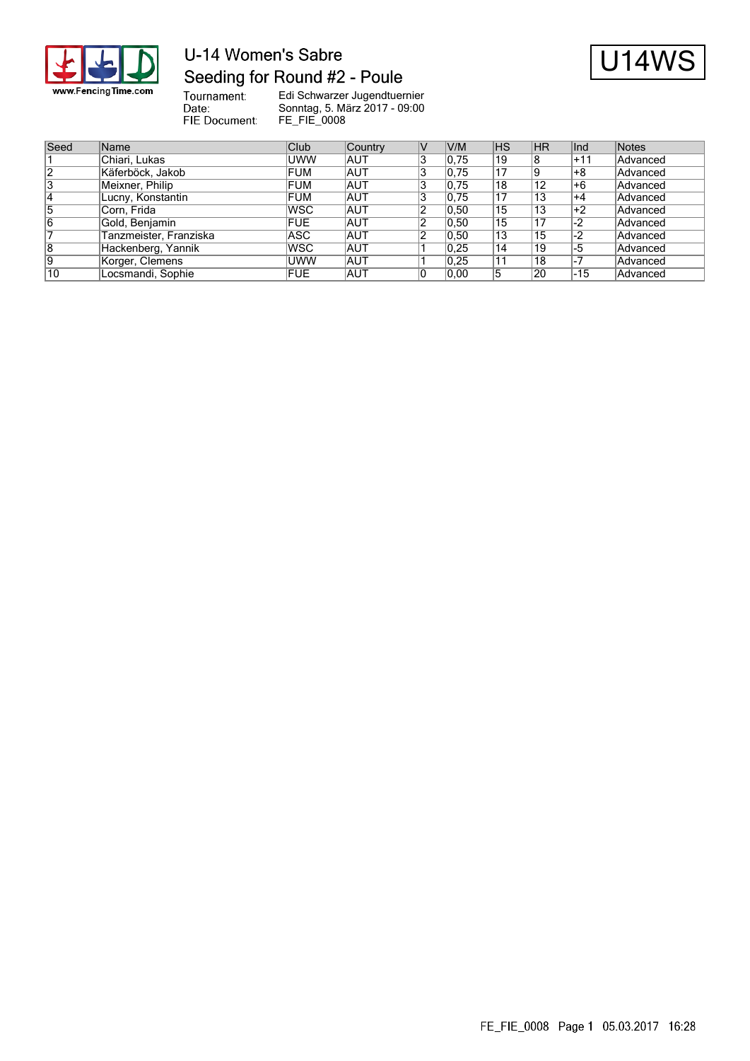# U-14 Women's Sabre

## Seeding for Round #2 - Poule

U14WS

Tournament: Edi Schwarzer Jugendtuernier
Date: Sonntag, 5. März 2017 - 09:00
FIE Document: FE_FIE_0008

| Seed | Name | Club | Country | V | V/M | HS | HR | Ind | Notes |
|---|---|---|---|---|---|---|---|---|---|
| 1 | Chiari, Lukas | UWW | AUT | 3 | 0,75 | 19 | 8 | +11 | Advanced |
| 2 | Käferböck, Jakob | FUM | AUT | 3 | 0,75 | 17 | 9 | +8 | Advanced |
| 3 | Meixner, Philip | FUM | AUT | 3 | 0,75 | 18 | 12 | +6 | Advanced |
| 4 | Lucny, Konstantin | FUM | AUT | 3 | 0,75 | 17 | 13 | +4 | Advanced |
| 5 | Corn, Frida | WSC | AUT | 2 | 0,50 | 15 | 13 | +2 | Advanced |
| 6 | Gold, Benjamin | FUE | AUT | 2 | 0,50 | 15 | 17 | -2 | Advanced |
| 7 | Tanzmeister, Franziska | ASC | AUT | 2 | 0,50 | 13 | 15 | -2 | Advanced |
| 8 | Hackenberg, Yannik | WSC | AUT | 1 | 0,25 | 14 | 19 | -5 | Advanced |
| 9 | Korger, Clemens | UWW | AUT | 1 | 0,25 | 11 | 18 | -7 | Advanced |
| 10 | Locsmandi, Sophie | FUE | AUT | 0 | 0,00 | 5 | 20 | -15 | Advanced |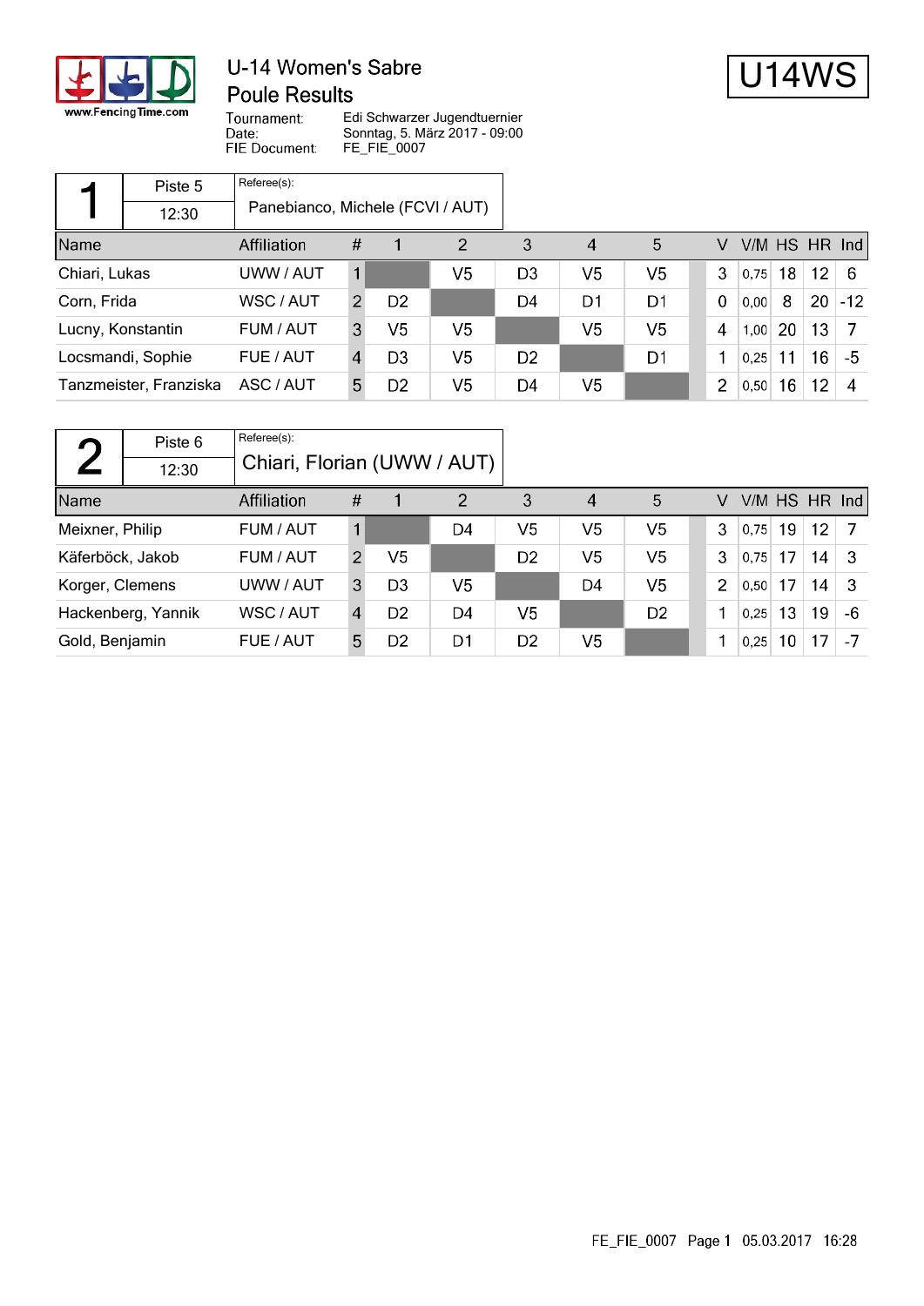# U-14 Women's Sabre

## Poule Results

**U14WS**

Tournament: Edi Schwarzer Jugendtuernier
Date: Sonntag, 5. März 2017 - 09:00
FIE Document: FE_FIE_0007

### 1 — Piste 5 — 12:30

Referee(s): Panebianco, Michele (FCVI / AUT)

| Name | Affiliation | # | 1 | 2 | 3 | 4 | 5 | V | V/M | HS | HR | Ind |
|---|---|---|---|---|---|---|---|---|---|---|---|---|
| Chiari, Lukas | UWW / AUT | 1 | | V5 | D3 | V5 | V5 | 3 | 0,75 | 18 | 12 | 6 |
| Corn, Frida | WSC / AUT | 2 | D2 | | D4 | D1 | D1 | 0 | 0,00 | 8 | 20 | -12 |
| Lucny, Konstantin | FUM / AUT | 3 | V5 | V5 | | V5 | V5 | 4 | 1,00 | 20 | 13 | 7 |
| Locsmandi, Sophie | FUE / AUT | 4 | D3 | V5 | D2 | | D1 | 1 | 0,25 | 11 | 16 | -5 |
| Tanzmeister, Franziska | ASC / AUT | 5 | D2 | V5 | D4 | V5 | | 2 | 0,50 | 16 | 12 | 4 |

### 2 — Piste 6 — 12:30

Referee(s): Chiari, Florian (UWW / AUT)

| Name | Affiliation | # | 1 | 2 | 3 | 4 | 5 | V | V/M | HS | HR | Ind |
|---|---|---|---|---|---|---|---|---|---|---|---|---|
| Meixner, Philip | FUM / AUT | 1 | | D4 | V5 | V5 | V5 | 3 | 0,75 | 19 | 12 | 7 |
| Käferböck, Jakob | FUM / AUT | 2 | V5 | | D2 | V5 | V5 | 3 | 0,75 | 17 | 14 | 3 |
| Korger, Clemens | UWW / AUT | 3 | D3 | V5 | | D4 | V5 | 2 | 0,50 | 17 | 14 | 3 |
| Hackenberg, Yannik | WSC / AUT | 4 | D2 | D4 | V5 | | D2 | 1 | 0,25 | 13 | 19 | -6 |
| Gold, Benjamin | FUE / AUT | 5 | D2 | D1 | D2 | V5 | | 1 | 0,25 | 10 | 17 | -7 |

FE_FIE_0007 05.03.2017 16:28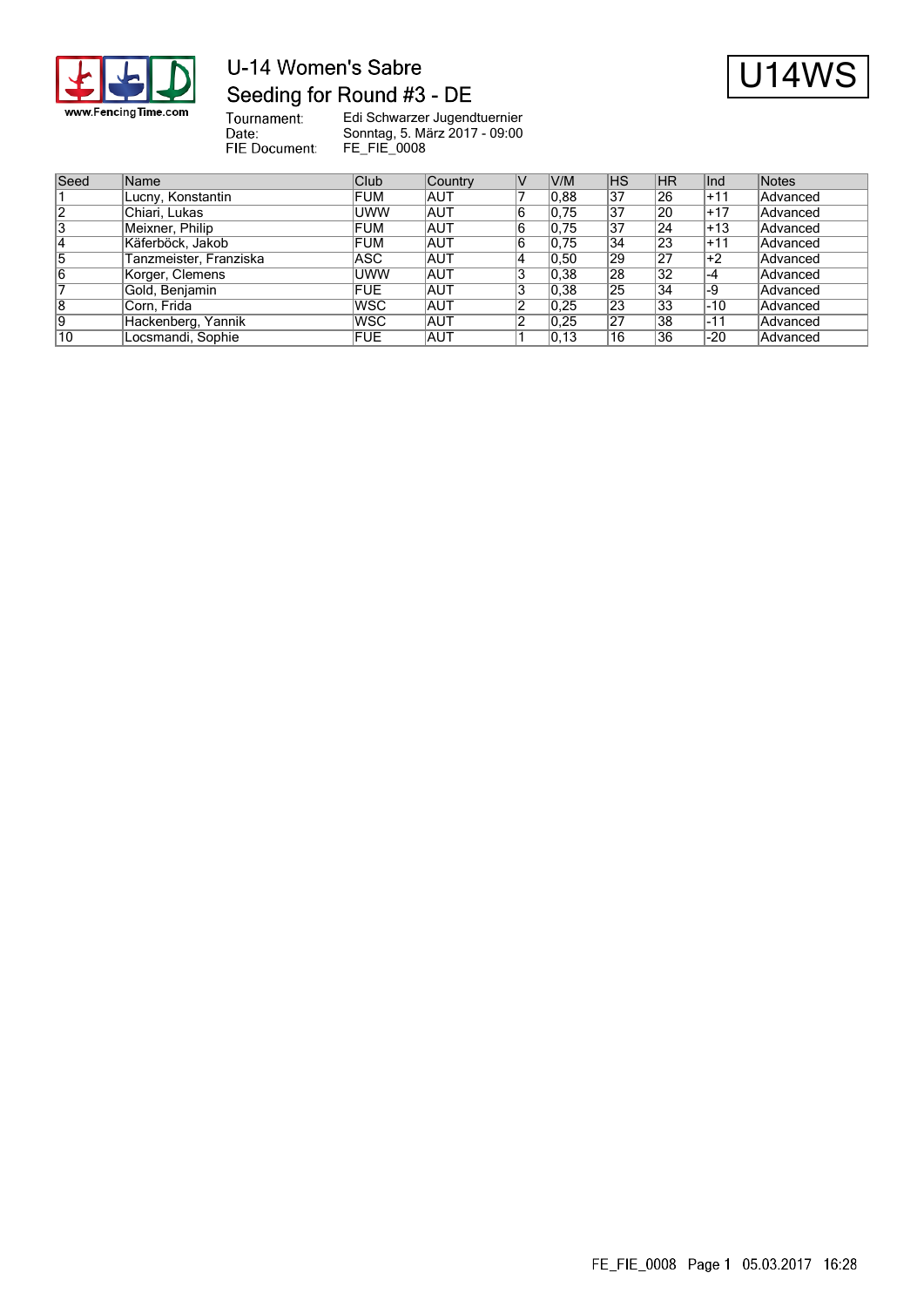# U-14 Women's Sabre

## Seeding for Round #3 - DE

U14WS

Tournament: Edi Schwarzer Jugendtuernier
Date: Sonntag, 5. März 2017 - 09:00
FIE Document: FE_FIE_0008

| Seed | Name | Club | Country | V | V/M | HS | HR | Ind | Notes |
|---|---|---|---|---|---|---|---|---|---|
| 1 | Lucny, Konstantin | FUM | AUT | 7 | 0,88 | 37 | 26 | +11 | Advanced |
| 2 | Chiari, Lukas | UWW | AUT | 6 | 0,75 | 37 | 20 | +17 | Advanced |
| 3 | Meixner, Philip | FUM | AUT | 6 | 0,75 | 37 | 24 | +13 | Advanced |
| 4 | Käferböck, Jakob | FUM | AUT | 6 | 0,75 | 34 | 23 | +11 | Advanced |
| 5 | Tanzmeister, Franziska | ASC | AUT | 4 | 0,50 | 29 | 27 | +2 | Advanced |
| 6 | Korger, Clemens | UWW | AUT | 3 | 0,38 | 28 | 32 | -4 | Advanced |
| 7 | Gold, Benjamin | FUE | AUT | 3 | 0,38 | 25 | 34 | -9 | Advanced |
| 8 | Corn, Frida | WSC | AUT | 2 | 0,25 | 23 | 33 | -10 | Advanced |
| 9 | Hackenberg, Yannik | WSC | AUT | 2 | 0,25 | 27 | 38 | -11 | Advanced |
| 10 | Locsmandi, Sophie | FUE | AUT | 1 | 0,13 | 16 | 36 | -20 | Advanced |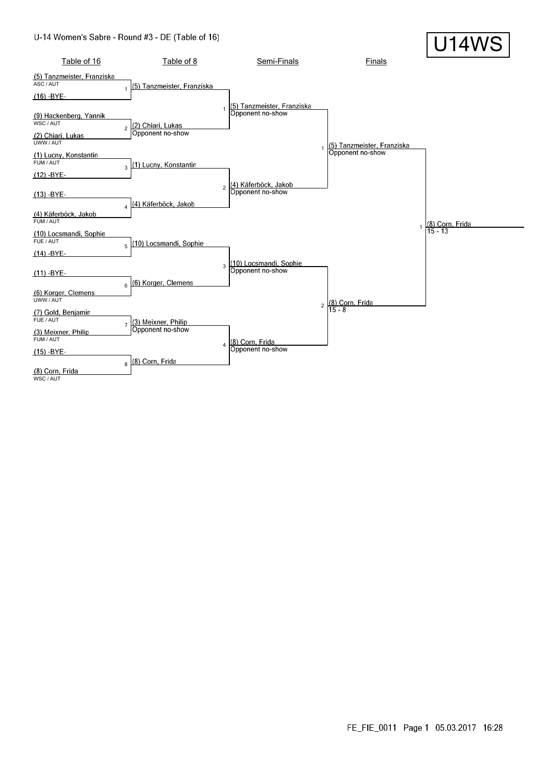U-14 Women's Sabre - Round #3 - DE (Table of 16)

# U14WS

## Table of 16

| # | Fencer | Club |
| --- | --- | --- |
| 1 | (5) Tanzmeister, Franziska | ASC / AUT |
|  | (16) -BYE- |  |
| 2 | (9) Hackenberg, Yannik | WSC / AUT |
|  | (2) Chiari, Lukas | UWW / AUT |
| 3 | (1) Lucny, Konstantin | FUM / AUT |
|  | (12) -BYE- |  |
| 4 | (13) -BYE- |  |
|  | (4) Käferböck, Jakob | FUM / AUT |
| 5 | (10) Locsmandi, Sophie | FUE / AUT |
|  | (14) -BYE- |  |
| 6 | (11) -BYE- |  |
|  | (6) Korger, Clemens | UWW / AUT |
| 7 | (7) Gold, Benjamin | FUE / AUT |
|  | (3) Meixner, Philip | FUM / AUT |
| 8 | (15) -BYE- |  |
|  | (8) Corn, Frida | WSC / AUT |

## Table of 8

| # | Winner | Score |
| --- | --- | --- |
| 1 | (5) Tanzmeister, Franziska |  |
| 2 | (2) Chiari, Lukas | Opponent no-show |
| 3 | (1) Lucny, Konstantin |  |
| 4 | (4) Käferböck, Jakob |  |
| 5 | (10) Locsmandi, Sophie |  |
| 6 | (6) Korger, Clemens |  |
| 7 | (3) Meixner, Philip | Opponent no-show |
| 8 | (8) Corn, Frida |  |

## Semi-Finals

| # | Winner | Score |
| --- | --- | --- |
| 1 | (5) Tanzmeister, Franziska | Opponent no-show |
| 2 | (4) Käferböck, Jakob | Opponent no-show |
| 3 | (10) Locsmandi, Sophie | Opponent no-show |
| 4 | (8) Corn, Frida | Opponent no-show |

## Finals

| # | Winner | Score |
| --- | --- | --- |
| 1 | (5) Tanzmeister, Franziska | Opponent no-show |
| 2 | (8) Corn, Frida | 15 - 8 |

## Winner

| # | Winner | Score |
| --- | --- | --- |
| 1 | (8) Corn, Frida | 15 - 13 |

FE_FIE_0011 Page 1 05.03.2017 16:28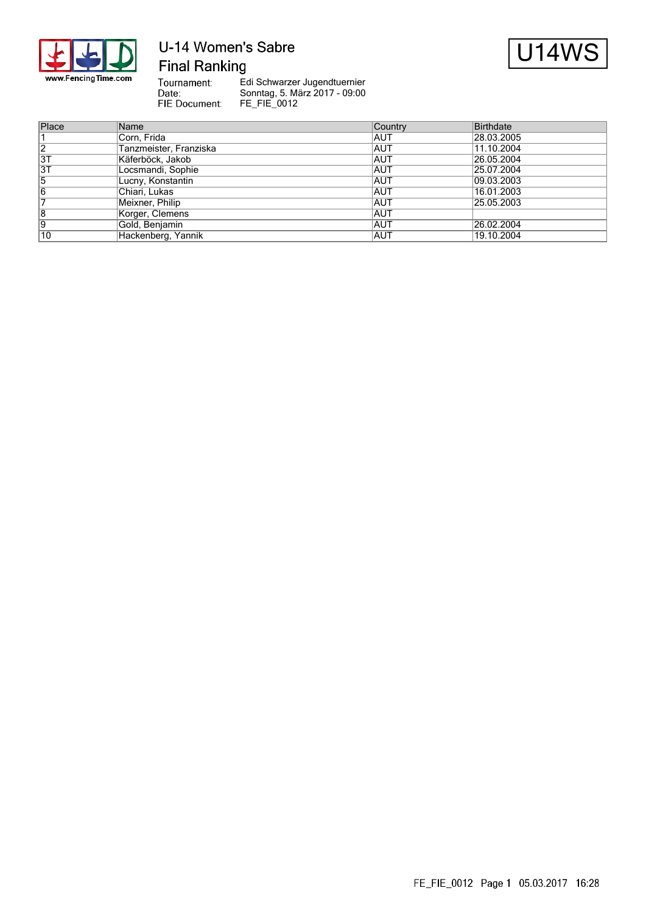# U-14 Women's Sabre

## Final Ranking

U14WS

Tournament: Edi Schwarzer Jugendtuernier
Date: Sonntag, 5. März 2017 - 09:00
FIE Document: FE_FIE_0012

| Place | Name | Country | Birthdate |
| --- | --- | --- | --- |
| 1 | Corn, Frida | AUT | 28.03.2005 |
| 2 | Tanzmeister, Franziska | AUT | 11.10.2004 |
| 3T | Käferböck, Jakob | AUT | 26.05.2004 |
| 3T | Locsmandi, Sophie | AUT | 25.07.2004 |
| 5 | Lucny, Konstantin | AUT | 09.03.2003 |
| 6 | Chiari, Lukas | AUT | 16.01.2003 |
| 7 | Meixner, Philip | AUT | 25.05.2003 |
| 8 | Korger, Clemens | AUT | |
| 9 | Gold, Benjamin | AUT | 26.02.2004 |
| 10 | Hackenberg, Yannik | AUT | 19.10.2004 |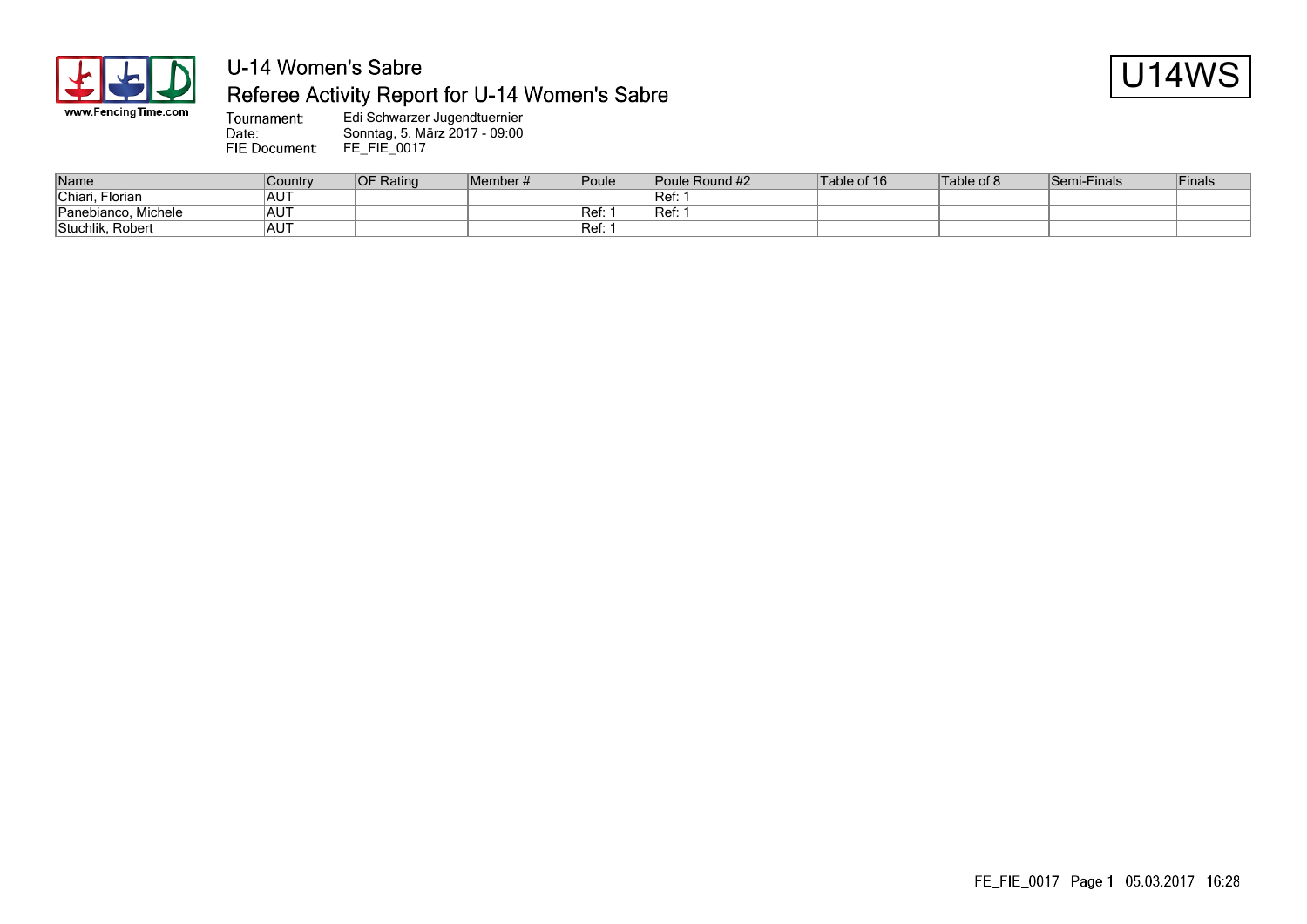# U-14 Women's Sabre

## Referee Activity Report for U-14 Women's Sabre

U14WS

Tournament: Edi Schwarzer Jugendtuernier
Date: Sonntag, 5. März 2017 - 09:00
FIE Document: FE_FIE_0017

| Name | Country | OF Rating | Member # | Poule | Poule Round #2 | Table of 16 | Table of 8 | Semi-Finals | Finals |
|---|---|---|---|---|---|---|---|---|---|
| Chiari, Florian | AUT | | | | Ref: 1 | | | | |
| Panebianco, Michele | AUT | | | Ref: 1 | Ref: 1 | | | | |
| Stuchlik, Robert | AUT | | | Ref: 1 | | | | | |

FE_FIE_0017 Page 1 05.03.2017 16:28